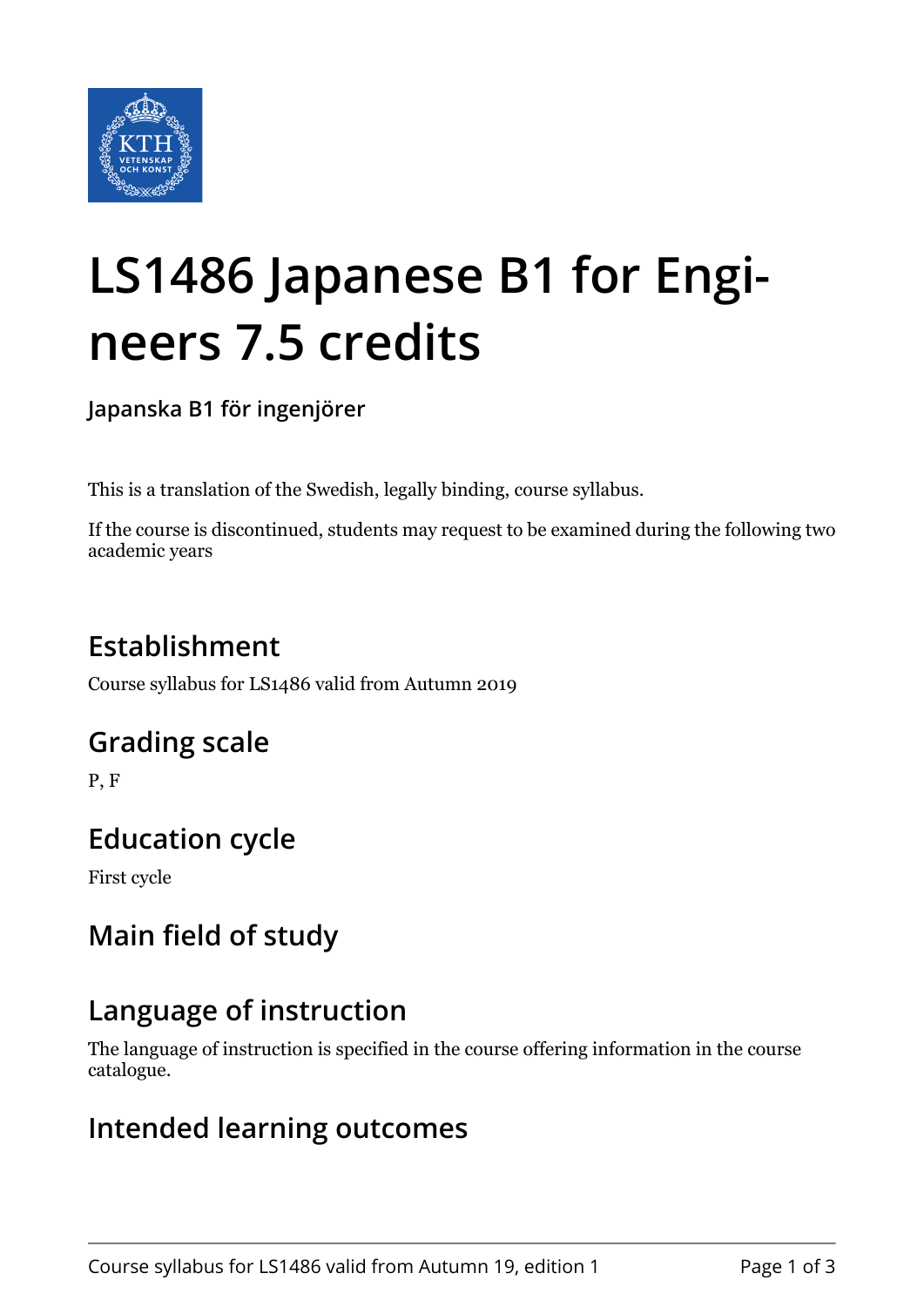# LS1486 Japanese B1 for Engineers 7.5 credits

**Japanska B1 för ingenjörer**

This is a translation of the Swedish, legally binding, course syllabus.

If the course is discontinued, students may request to be examined during the following two academic years

## Establishment

Course syllabus for LS1486 valid from Autumn 2019

## Grading scale

P, F

## Education cycle

First cycle

## Main field of study

## Language of instruction

The language of instruction is specified in the course offering information in the course catalogue.

## Intended learning outcomes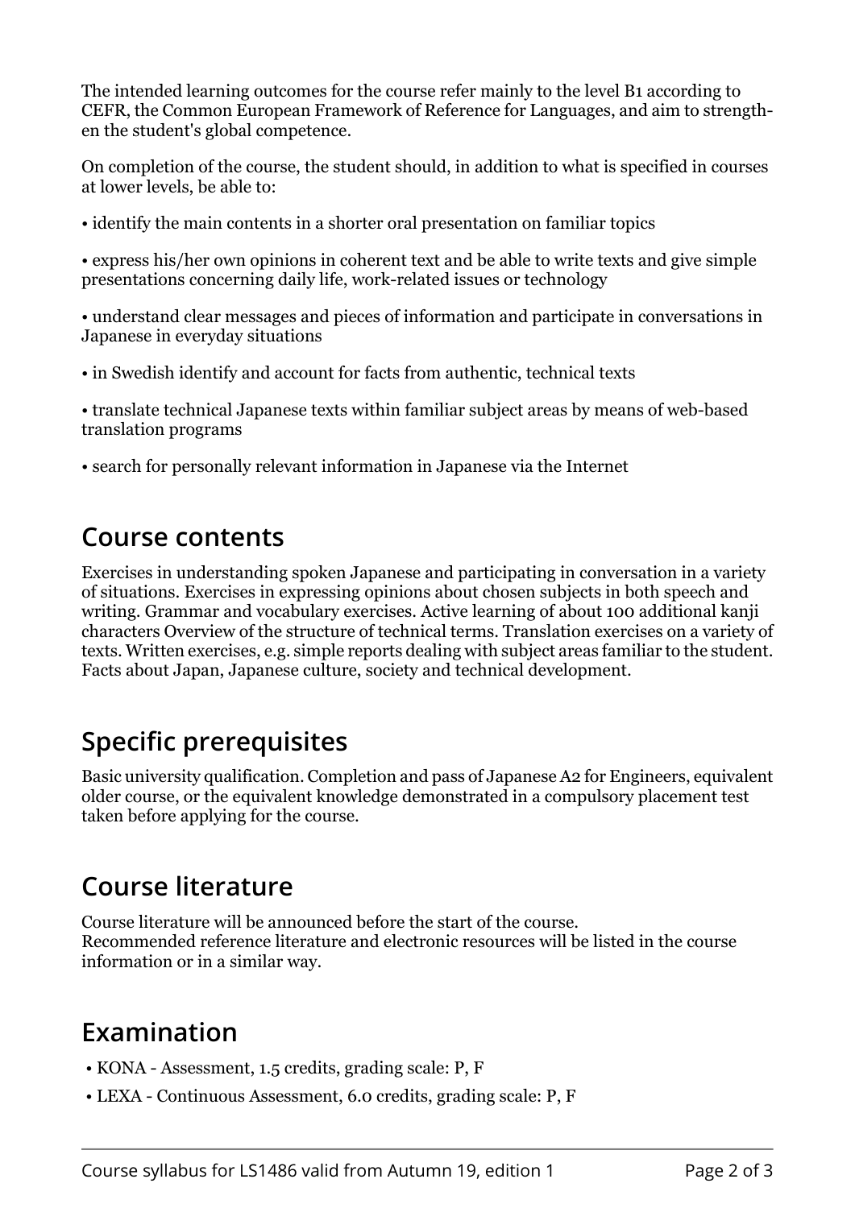The intended learning outcomes for the course refer mainly to the level B1 according to CEFR, the Common European Framework of Reference for Languages, and aim to strengthen the student's global competence.

On completion of the course, the student should, in addition to what is specified in courses at lower levels, be able to:

• identify the main contents in a shorter oral presentation on familiar topics

• express his/her own opinions in coherent text and be able to write texts and give simple presentations concerning daily life, work-related issues or technology

• understand clear messages and pieces of information and participate in conversations in Japanese in everyday situations

• in Swedish identify and account for facts from authentic, technical texts

• translate technical Japanese texts within familiar subject areas by means of web-based translation programs

• search for personally relevant information in Japanese via the Internet

## Course contents

Exercises in understanding spoken Japanese and participating in conversation in a variety of situations. Exercises in expressing opinions about chosen subjects in both speech and writing. Grammar and vocabulary exercises. Active learning of about 100 additional kanji characters Overview of the structure of technical terms. Translation exercises on a variety of texts. Written exercises, e.g. simple reports dealing with subject areas familiar to the student. Facts about Japan, Japanese culture, society and technical development.

## Specific prerequisites

Basic university qualification. Completion and pass of Japanese A2 for Engineers, equivalent older course, or the equivalent knowledge demonstrated in a compulsory placement test taken before applying for the course.

## Course literature

Course literature will be announced before the start of the course.
Recommended reference literature and electronic resources will be listed in the course information or in a similar way.

## Examination

• KONA - Assessment, 1.5 credits, grading scale: P, F

• LEXA - Continuous Assessment, 6.0 credits, grading scale: P, F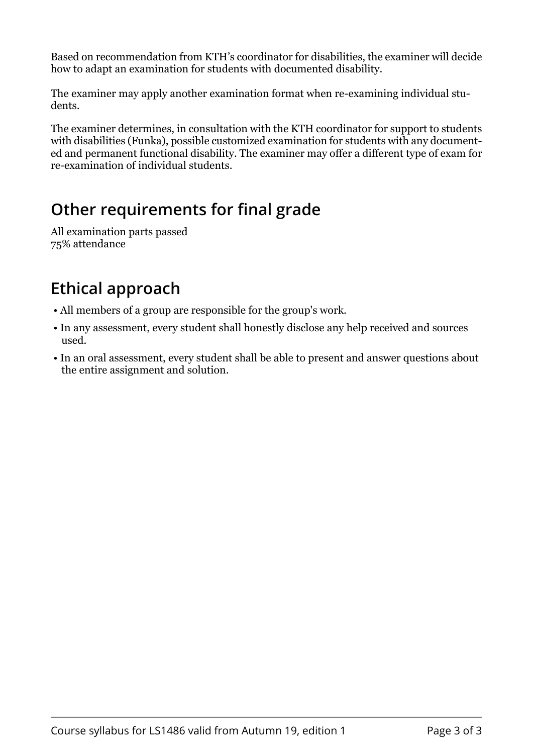Based on recommendation from KTH's coordinator for disabilities, the examiner will decide how to adapt an examination for students with documented disability.

The examiner may apply another examination format when re-examining individual students.

The examiner determines, in consultation with the KTH coordinator for support to students with disabilities (Funka), possible customized examination for students with any documented and permanent functional disability. The examiner may offer a different type of exam for re-examination of individual students.

## Other requirements for final grade

All examination parts passed
75% attendance

## Ethical approach

- All members of a group are responsible for the group's work.
- In any assessment, every student shall honestly disclose any help received and sources used.
- In an oral assessment, every student shall be able to present and answer questions about the entire assignment and solution.